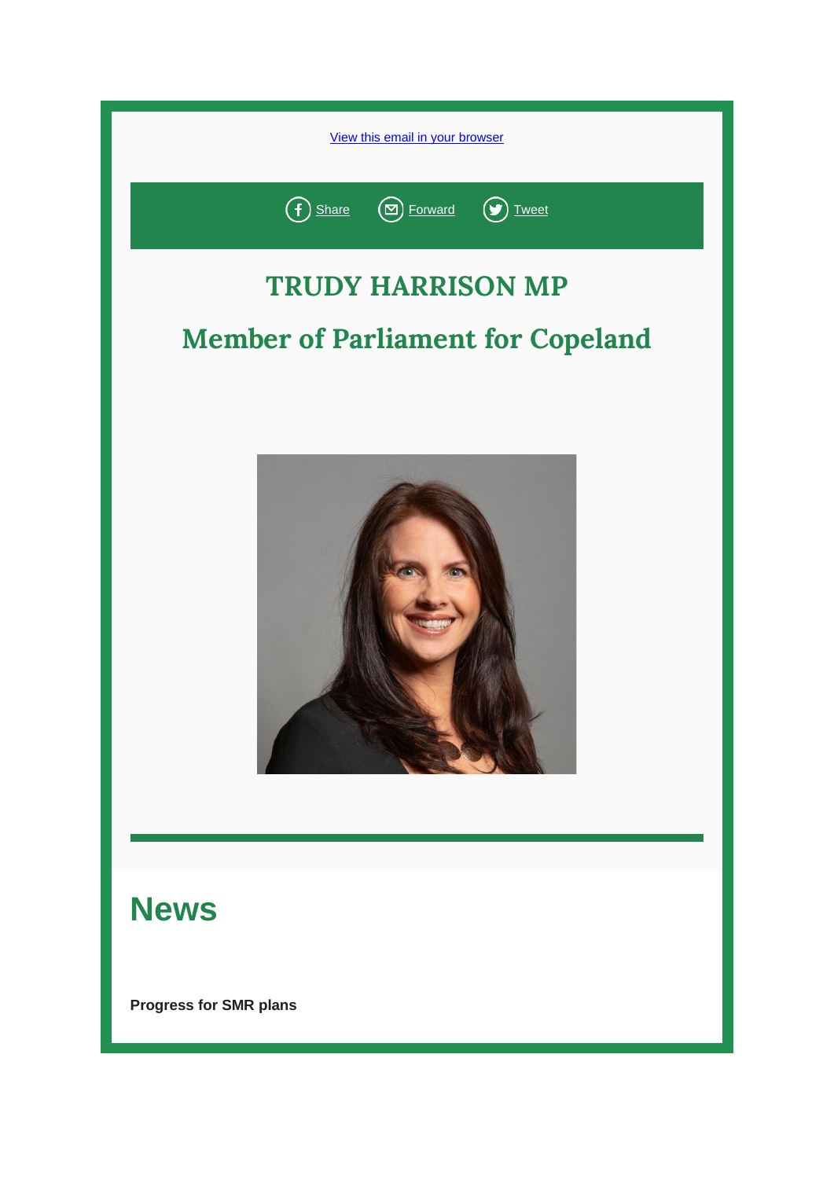View this email in your browser

Share Forward Tweet

# TRUDY HARRISON MP

## Member of Parliament for Copeland

## News

**Progress for SMR plans**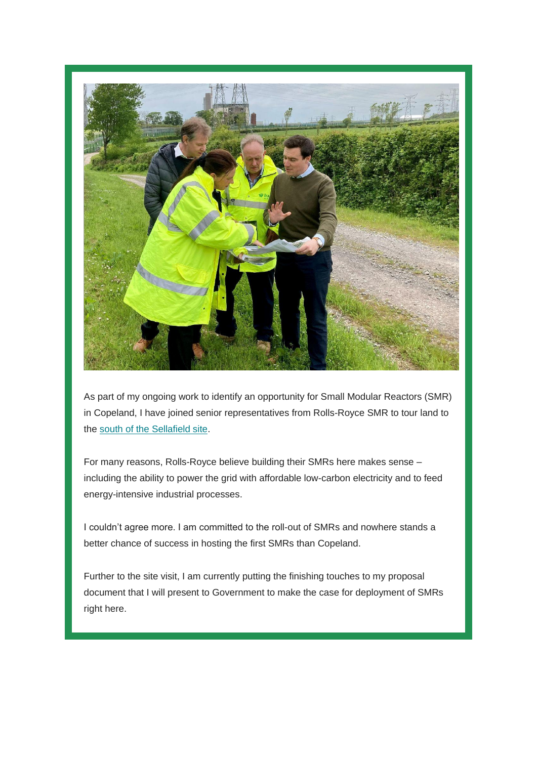As part of my ongoing work to identify an opportunity for Small Modular Reactors (SMR) in Copeland, I have joined senior representatives from Rolls-Royce SMR to tour land to the south of the Sellafield site.

For many reasons, Rolls-Royce believe building their SMRs here makes sense – including the ability to power the grid with affordable low-carbon electricity and to feed energy-intensive industrial processes.

I couldn't agree more. I am committed to the roll-out of SMRs and nowhere stands a better chance of success in hosting the first SMRs than Copeland.

Further to the site visit, I am currently putting the finishing touches to my proposal document that I will present to Government to make the case for deployment of SMRs right here.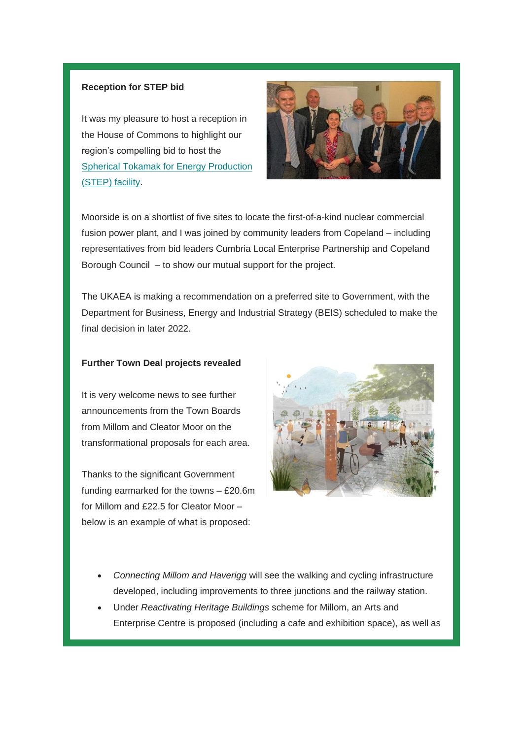**Reception for STEP bid**

It was my pleasure to host a reception in the House of Commons to highlight our region's compelling bid to host the [Spherical Tokamak for Energy Production (STEP) facility](#).

Moorside is on a shortlist of five sites to locate the first-of-a-kind nuclear commercial fusion power plant, and I was joined by community leaders from Copeland – including representatives from bid leaders Cumbria Local Enterprise Partnership and Copeland Borough Council – to show our mutual support for the project.

The UKAEA is making a recommendation on a preferred site to Government, with the Department for Business, Energy and Industrial Strategy (BEIS) scheduled to make the final decision in later 2022.

**Further Town Deal projects revealed**

It is very welcome news to see further announcements from the Town Boards from Millom and Cleator Moor on the transformational proposals for each area.

Thanks to the significant Government funding earmarked for the towns – £20.6m for Millom and £22.5 for Cleator Moor – below is an example of what is proposed:

- *Connecting Millom and Haverigg* will see the walking and cycling infrastructure developed, including improvements to three junctions and the railway station.
- Under *Reactivating Heritage Buildings* scheme for Millom, an Arts and Enterprise Centre is proposed (including a cafe and exhibition space), as well as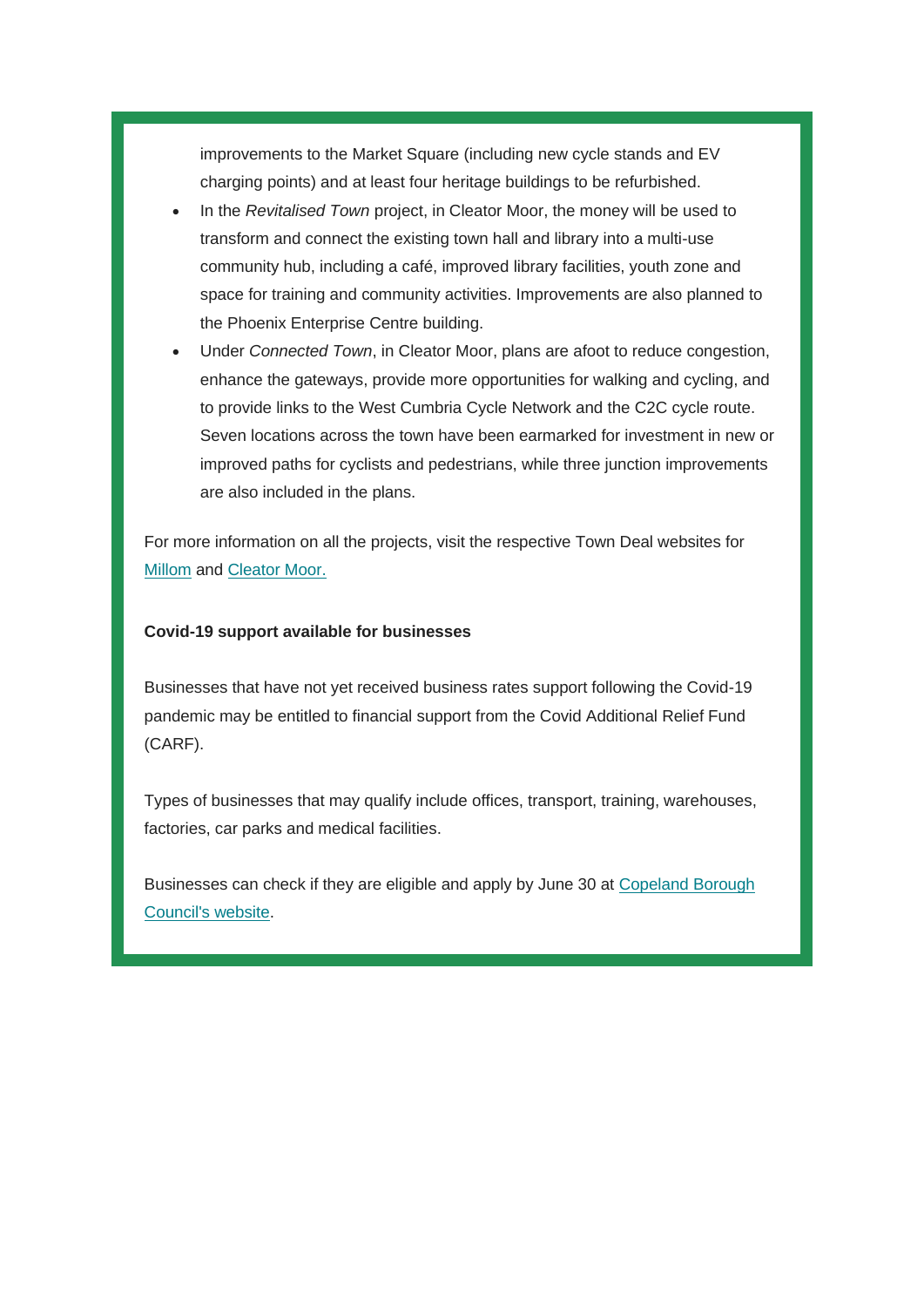improvements to the Market Square (including new cycle stands and EV charging points) and at least four heritage buildings to be refurbished.

- In the *Revitalised Town* project, in Cleator Moor, the money will be used to transform and connect the existing town hall and library into a multi-use community hub, including a café, improved library facilities, youth zone and space for training and community activities. Improvements are also planned to the Phoenix Enterprise Centre building.
- Under *Connected Town*, in Cleator Moor, plans are afoot to reduce congestion, enhance the gateways, provide more opportunities for walking and cycling, and to provide links to the West Cumbria Cycle Network and the C2C cycle route. Seven locations across the town have been earmarked for investment in new or improved paths for cyclists and pedestrians, while three junction improvements are also included in the plans.

For more information on all the projects, visit the respective Town Deal websites for Millom and Cleator Moor.

**Covid-19 support available for businesses**

Businesses that have not yet received business rates support following the Covid-19 pandemic may be entitled to financial support from the Covid Additional Relief Fund (CARF).

Types of businesses that may qualify include offices, transport, training, warehouses, factories, car parks and medical facilities.

Businesses can check if they are eligible and apply by June 30 at Copeland Borough Council's website.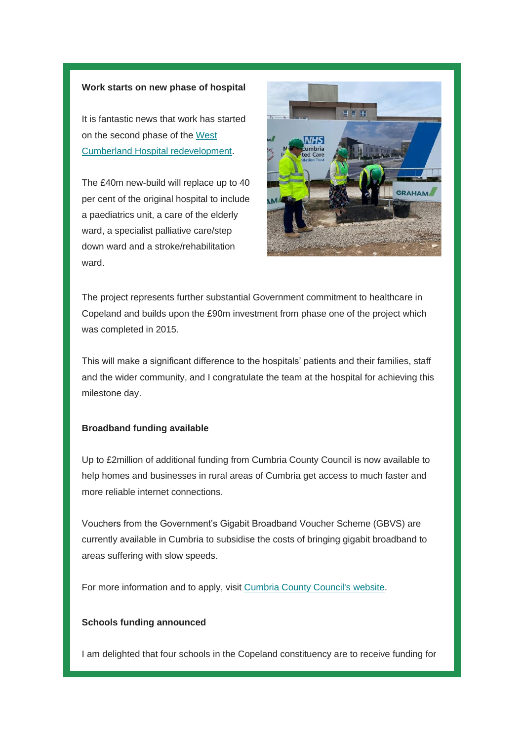**Work starts on new phase of hospital**

It is fantastic news that work has started on the second phase of the West Cumberland Hospital redevelopment.

The £40m new-build will replace up to 40 per cent of the original hospital to include a paediatrics unit, a care of the elderly ward, a specialist palliative care/step down ward and a stroke/rehabilitation ward.

The project represents further substantial Government commitment to healthcare in Copeland and builds upon the £90m investment from phase one of the project which was completed in 2015.

This will make a significant difference to the hospitals' patients and their families, staff and the wider community, and I congratulate the team at the hospital for achieving this milestone day.

**Broadband funding available**

Up to £2million of additional funding from Cumbria County Council is now available to help homes and businesses in rural areas of Cumbria get access to much faster and more reliable internet connections.

Vouchers from the Government's Gigabit Broadband Voucher Scheme (GBVS) are currently available in Cumbria to subsidise the costs of bringing gigabit broadband to areas suffering with slow speeds.

For more information and to apply, visit Cumbria County Council's website.

**Schools funding announced**

I am delighted that four schools in the Copeland constituency are to receive funding for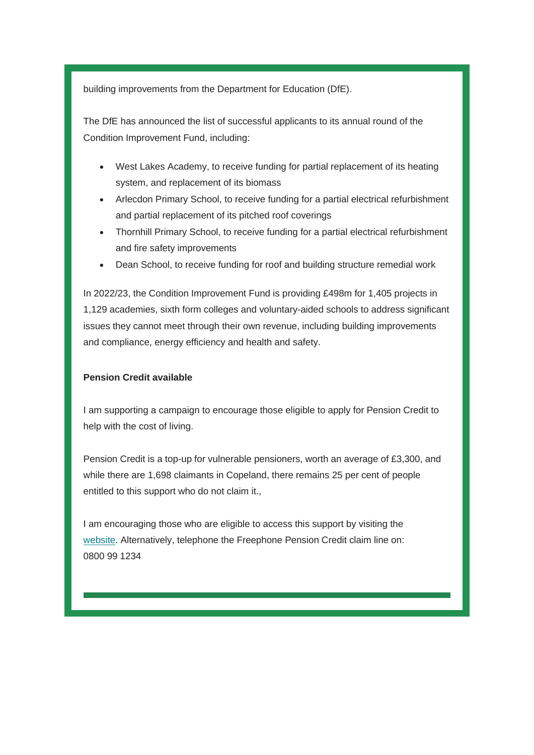building improvements from the Department for Education (DfE).

The DfE has announced the list of successful applicants to its annual round of the Condition Improvement Fund, including:

- West Lakes Academy, to receive funding for partial replacement of its heating system, and replacement of its biomass
- Arlecdon Primary School, to receive funding for a partial electrical refurbishment and partial replacement of its pitched roof coverings
- Thornhill Primary School, to receive funding for a partial electrical refurbishment and fire safety improvements
- Dean School, to receive funding for roof and building structure remedial work

In 2022/23, the Condition Improvement Fund is providing £498m for 1,405 projects in 1,129 academies, sixth form colleges and voluntary-aided schools to address significant issues they cannot meet through their own revenue, including building improvements and compliance, energy efficiency and health and safety.

**Pension Credit available**

I am supporting a campaign to encourage those eligible to apply for Pension Credit to help with the cost of living.

Pension Credit is a top-up for vulnerable pensioners, worth an average of £3,300, and while there are 1,698 claimants in Copeland, there remains 25 per cent of people entitled to this support who do not claim it.,

I am encouraging those who are eligible to access this support by visiting the website. Alternatively, telephone the Freephone Pension Credit claim line on: 0800 99 1234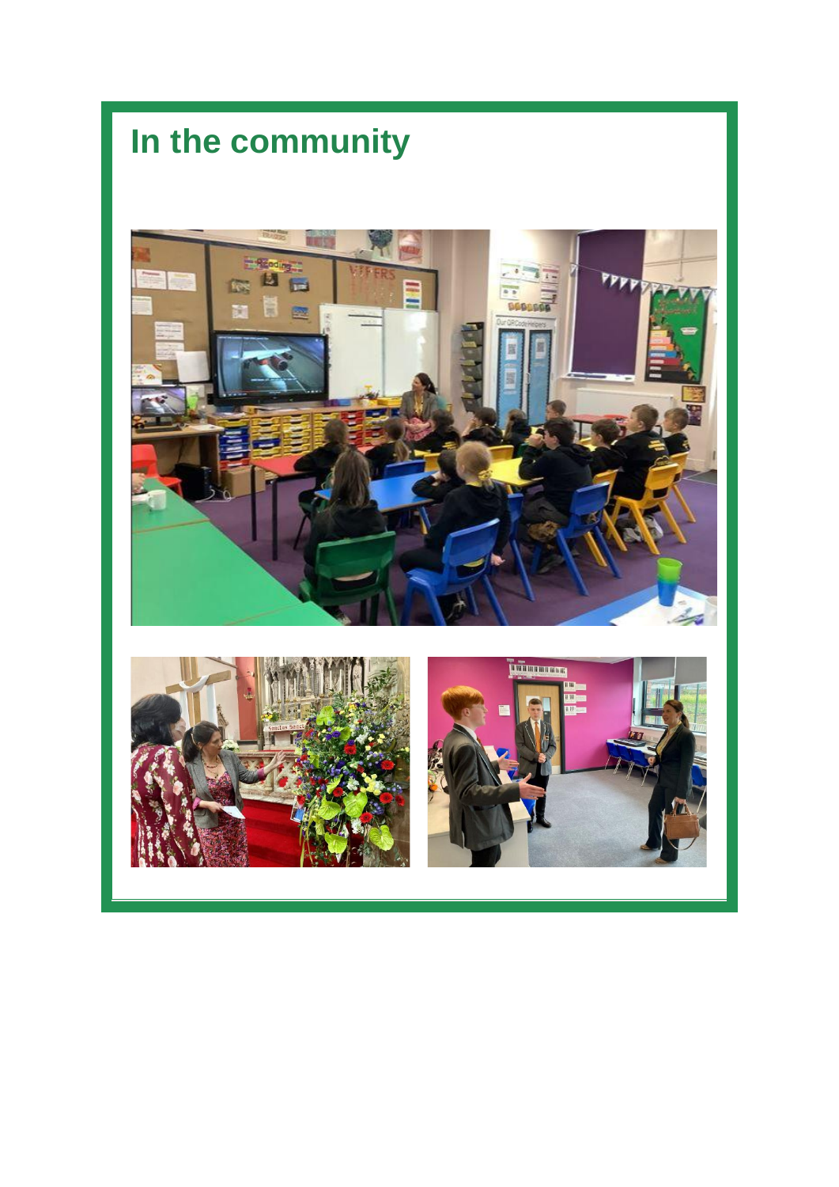# In the community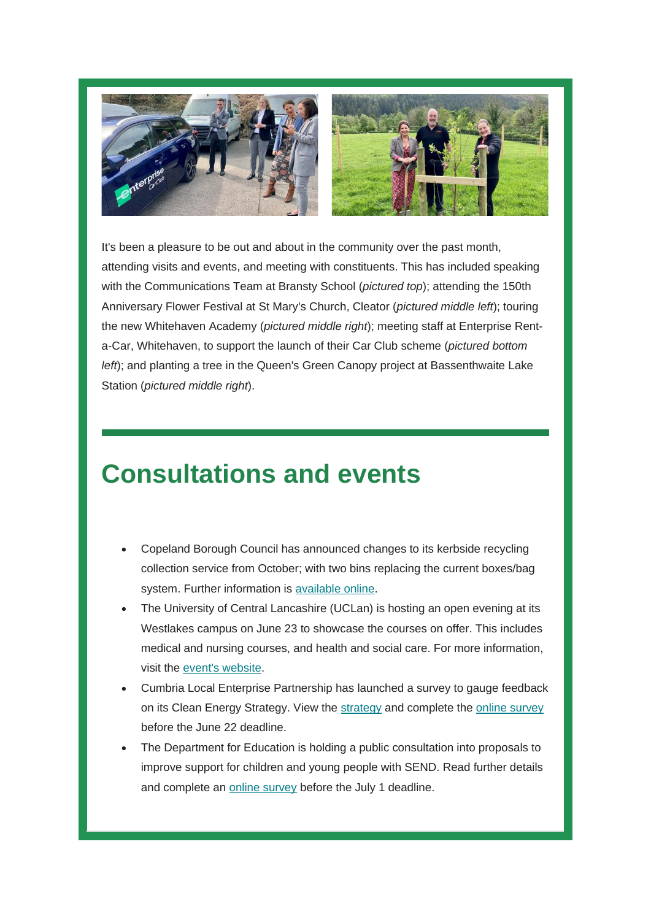It's been a pleasure to be out and about in the community over the past month, attending visits and events, and meeting with constituents. This has included speaking with the Communications Team at Bransty School (*pictured top*); attending the 150th Anniversary Flower Festival at St Mary's Church, Cleator (*pictured middle left*); touring the new Whitehaven Academy (*pictured middle right*); meeting staff at Enterprise Rent-a-Car, Whitehaven, to support the launch of their Car Club scheme (*pictured bottom left*); and planting a tree in the Queen's Green Canopy project at Bassenthwaite Lake Station (*pictured middle right*).

# Consultations and events

- Copeland Borough Council has announced changes to its kerbside recycling collection service from October; with two bins replacing the current boxes/bag system. Further information is [available online](#).
- The University of Central Lancashire (UCLan) is hosting an open evening at its Westlakes campus on June 23 to showcase the courses on offer. This includes medical and nursing courses, and health and social care. For more information, visit the [event's website](#).
- Cumbria Local Enterprise Partnership has launched a survey to gauge feedback on its Clean Energy Strategy. View the [strategy](#) and complete the [online survey](#) before the June 22 deadline.
- The Department for Education is holding a public consultation into proposals to improve support for children and young people with SEND. Read further details and complete an [online survey](#) before the July 1 deadline.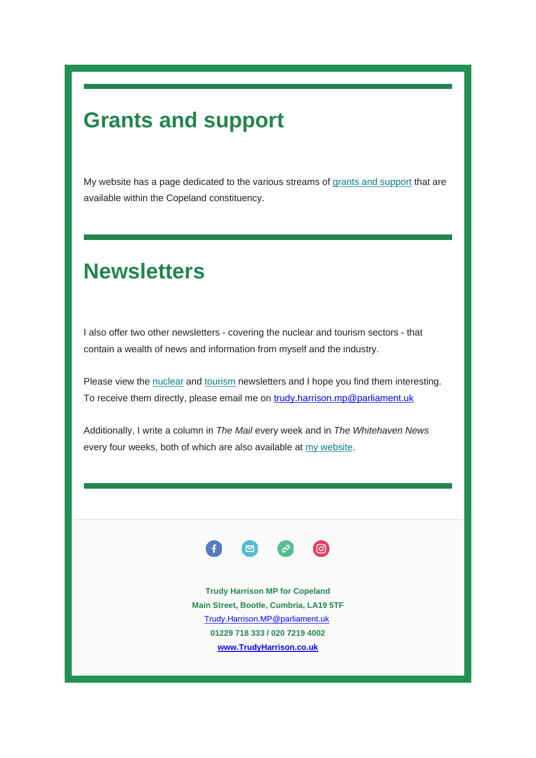# Grants and support

My website has a page dedicated to the various streams of grants and support that are available within the Copeland constituency.

# Newsletters

I also offer two other newsletters - covering the nuclear and tourism sectors - that contain a wealth of news and information from myself and the industry.

Please view the nuclear and tourism newsletters and I hope you find them interesting. To receive them directly, please email me on trudy.harrison.mp@parliament.uk

Additionally, I write a column in *The Mail* every week and in *The Whitehaven News* every four weeks, both of which are also available at my website.

**Trudy Harrison MP for Copeland**
**Main Street, Bootle, Cumbria, LA19 5TF**
Trudy.Harrison.MP@parliament.uk
**01229 718 333 / 020 7219 4002**
**www.TrudyHarrison.co.uk**